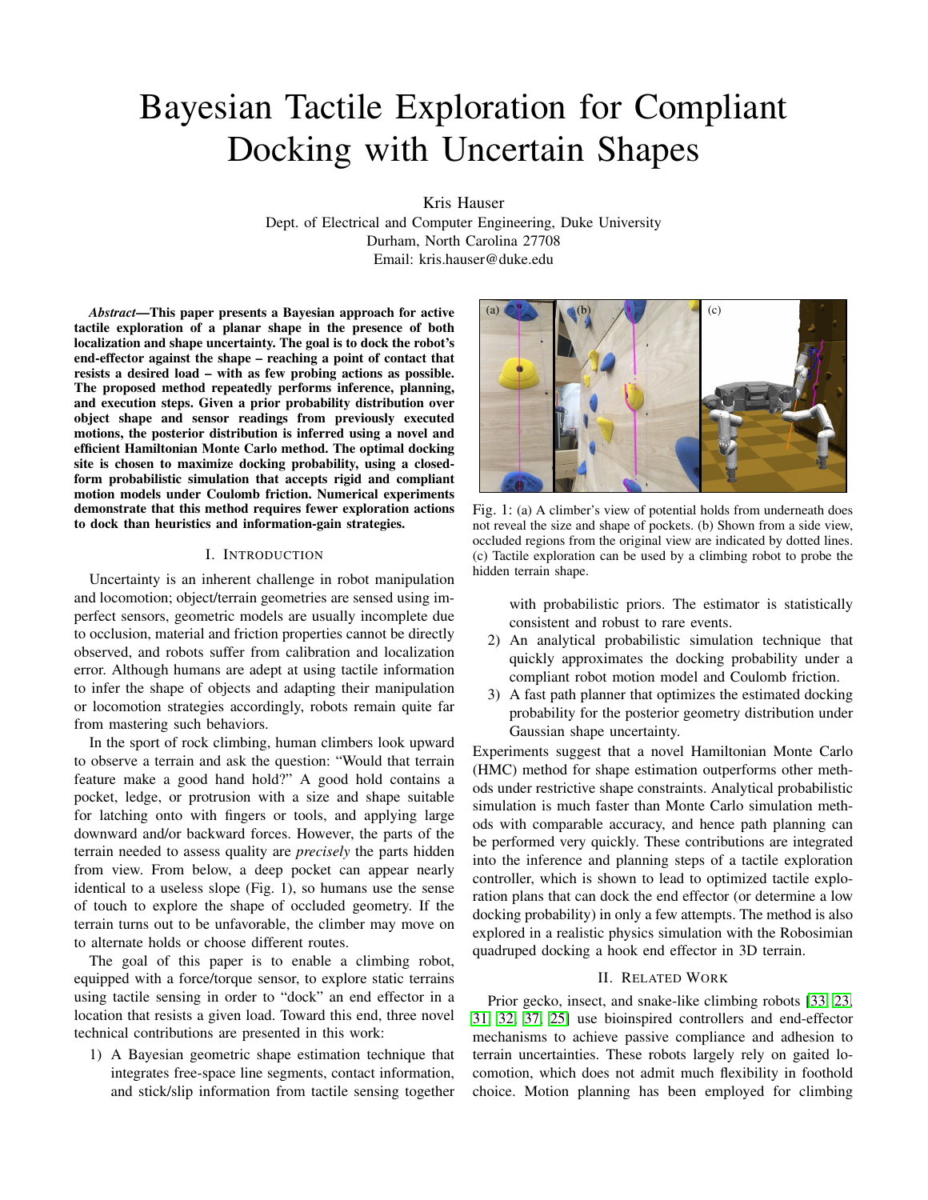# Bayesian Tactile Exploration for Compliant Docking with Uncertain Shapes

Kris Hauser
Dept. of Electrical and Computer Engineering, Duke University
Durham, North Carolina 27708
Email: kris.hauser@duke.edu

***Abstract*—This paper presents a Bayesian approach for active tactile exploration of a planar shape in the presence of both localization and shape uncertainty. The goal is to dock the robot's end-effector against the shape – reaching a point of contact that resists a desired load – with as few probing actions as possible. The proposed method repeatedly performs inference, planning, and execution steps. Given a prior probability distribution over object shape and sensor readings from previously executed motions, the posterior distribution is inferred using a novel and efficient Hamiltonian Monte Carlo method. The optimal docking site is chosen to maximize docking probability, using a closed-form probabilistic simulation that accepts rigid and compliant motion models under Coulomb friction. Numerical experiments demonstrate that this method requires fewer exploration actions to dock than heuristics and information-gain strategies.**

## I. Introduction

Uncertainty is an inherent challenge in robot manipulation and locomotion; object/terrain geometries are sensed using imperfect sensors, geometric models are usually incomplete due to occlusion, material and friction properties cannot be directly observed, and robots suffer from calibration and localization error. Although humans are adept at using tactile information to infer the shape of objects and adapting their manipulation or locomotion strategies accordingly, robots remain quite far from mastering such behaviors.

In the sport of rock climbing, human climbers look upward to observe a terrain and ask the question: "Would that terrain feature make a good hand hold?" A good hold contains a pocket, ledge, or protrusion with a size and shape suitable for latching onto with fingers or tools, and applying large downward and/or backward forces. However, the parts of the terrain needed to assess quality are *precisely* the parts hidden from view. From below, a deep pocket can appear nearly identical to a useless slope (Fig. 1), so humans use the sense of touch to explore the shape of occluded geometry. If the terrain turns out to be unfavorable, the climber may move on to alternate holds or choose different routes.

The goal of this paper is to enable a climbing robot, equipped with a force/torque sensor, to explore static terrains using tactile sensing in order to "dock" an end effector in a location that resists a given load. Toward this end, three novel technical contributions are presented in this work:

1) A Bayesian geometric shape estimation technique that integrates free-space line segments, contact information, and stick/slip information from tactile sensing together with probabilistic priors. The estimator is statistically consistent and robust to rare events.
2) An analytical probabilistic simulation technique that quickly approximates the docking probability under a compliant robot motion model and Coulomb friction.
3) A fast path planner that optimizes the estimated docking probability for the posterior geometry distribution under Gaussian shape uncertainty.

Fig. 1: (a) A climber's view of potential holds from underneath does not reveal the size and shape of pockets. (b) Shown from a side view, occluded regions from the original view are indicated by dotted lines. (c) Tactile exploration can be used by a climbing robot to probe the hidden terrain shape.

Experiments suggest that a novel Hamiltonian Monte Carlo (HMC) method for shape estimation outperforms other methods under restrictive shape constraints. Analytical probabilistic simulation is much faster than Monte Carlo simulation methods with comparable accuracy, and hence path planning can be performed very quickly. These contributions are integrated into the inference and planning steps of a tactile exploration controller, which is shown to lead to optimized tactile exploration plans that can dock the end effector (or determine a low docking probability) in only a few attempts. The method is also explored in a realistic physics simulation with the Robosimian quadruped docking a hook end effector in 3D terrain.

## II. Related Work

Prior gecko, insect, and snake-like climbing robots [33, 23, 31, 32, 37, 25] use bioinspired controllers and end-effector mechanisms to achieve passive compliance and adhesion to terrain uncertainties. These robots largely rely on gaited locomotion, which does not admit much flexibility in foothold choice. Motion planning has been employed for climbing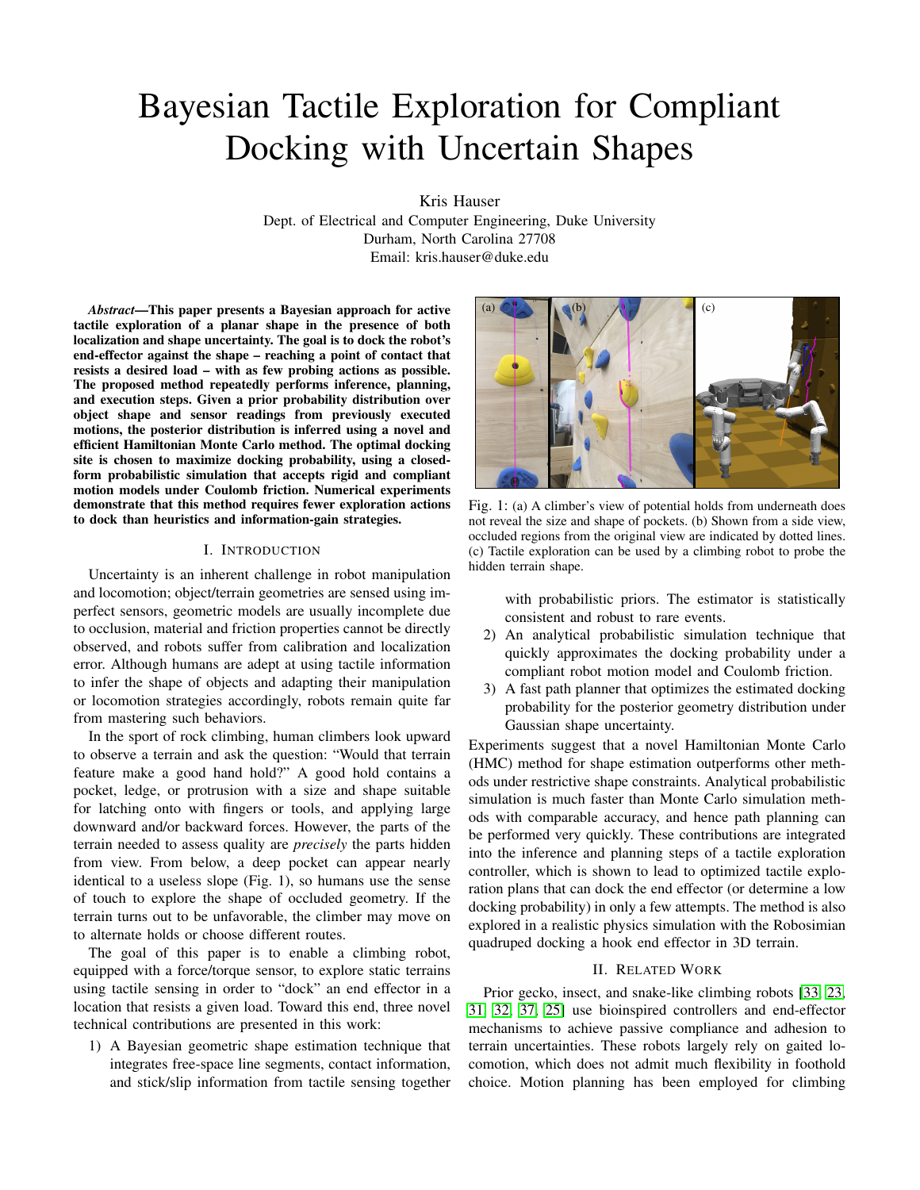# Bayesian Tactile Exploration for Compliant Docking with Uncertain Shapes

Kris Hauser
Dept. of Electrical and Computer Engineering, Duke University
Durham, North Carolina 27708
Email: kris.hauser@duke.edu

***Abstract*—This paper presents a Bayesian approach for active tactile exploration of a planar shape in the presence of both localization and shape uncertainty. The goal is to dock the robot's end-effector against the shape – reaching a point of contact that resists a desired load – with as few probing actions as possible. The proposed method repeatedly performs inference, planning, and execution steps. Given a prior probability distribution over object shape and sensor readings from previously executed motions, the posterior distribution is inferred using a novel and efficient Hamiltonian Monte Carlo method. The optimal docking site is chosen to maximize docking probability, using a closed-form probabilistic simulation that accepts rigid and compliant motion models under Coulomb friction. Numerical experiments demonstrate that this method requires fewer exploration actions to dock than heuristics and information-gain strategies.**

## I. Introduction

Uncertainty is an inherent challenge in robot manipulation and locomotion; object/terrain geometries are sensed using imperfect sensors, geometric models are usually incomplete due to occlusion, material and friction properties cannot be directly observed, and robots suffer from calibration and localization error. Although humans are adept at using tactile information to infer the shape of objects and adapting their manipulation or locomotion strategies accordingly, robots remain quite far from mastering such behaviors.

In the sport of rock climbing, human climbers look upward to observe a terrain and ask the question: "Would that terrain feature make a good hand hold?" A good hold contains a pocket, ledge, or protrusion with a size and shape suitable for latching onto with fingers or tools, and applying large downward and/or backward forces. However, the parts of the terrain needed to assess quality are *precisely* the parts hidden from view. From below, a deep pocket can appear nearly identical to a useless slope (Fig. 1), so humans use the sense of touch to explore the shape of occluded geometry. If the terrain turns out to be unfavorable, the climber may move on to alternate holds or choose different routes.

The goal of this paper is to enable a climbing robot, equipped with a force/torque sensor, to explore static terrains using tactile sensing in order to "dock" an end effector in a location that resists a given load. Toward this end, three novel technical contributions are presented in this work:

1) A Bayesian geometric shape estimation technique that integrates free-space line segments, contact information, and stick/slip information from tactile sensing together with probabilistic priors. The estimator is statistically consistent and robust to rare events.
2) An analytical probabilistic simulation technique that quickly approximates the docking probability under a compliant robot motion model and Coulomb friction.
3) A fast path planner that optimizes the estimated docking probability for the posterior geometry distribution under Gaussian shape uncertainty.

Fig. 1: (a) A climber's view of potential holds from underneath does not reveal the size and shape of pockets. (b) Shown from a side view, occluded regions from the original view are indicated by dotted lines. (c) Tactile exploration can be used by a climbing robot to probe the hidden terrain shape.

Experiments suggest that a novel Hamiltonian Monte Carlo (HMC) method for shape estimation outperforms other methods under restrictive shape constraints. Analytical probabilistic simulation is much faster than Monte Carlo simulation methods with comparable accuracy, and hence path planning can be performed very quickly. These contributions are integrated into the inference and planning steps of a tactile exploration controller, which is shown to lead to optimized tactile exploration plans that can dock the end effector (or determine a low docking probability) in only a few attempts. The method is also explored in a realistic physics simulation with the Robosimian quadruped docking a hook end effector in 3D terrain.

## II. Related Work

Prior gecko, insect, and snake-like climbing robots [33, 23, 31, 32, 37, 25] use bioinspired controllers and end-effector mechanisms to achieve passive compliance and adhesion to terrain uncertainties. These robots largely rely on gaited locomotion, which does not admit much flexibility in foothold choice. Motion planning has been employed for climbing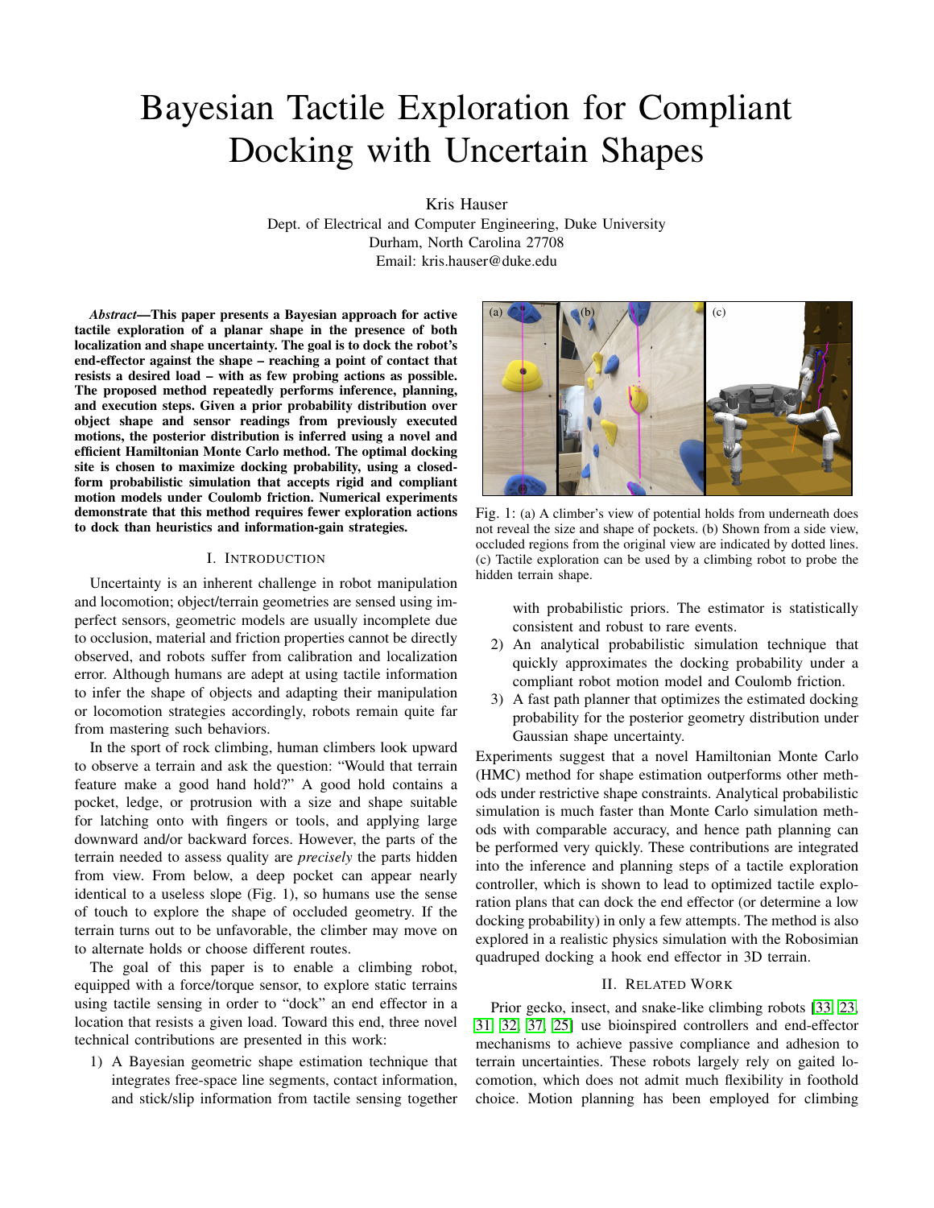# Bayesian Tactile Exploration for Compliant Docking with Uncertain Shapes

Kris Hauser
Dept. of Electrical and Computer Engineering, Duke University
Durham, North Carolina 27708
Email: kris.hauser@duke.edu

***Abstract*—This paper presents a Bayesian approach for active tactile exploration of a planar shape in the presence of both localization and shape uncertainty. The goal is to dock the robot's end-effector against the shape – reaching a point of contact that resists a desired load – with as few probing actions as possible. The proposed method repeatedly performs inference, planning, and execution steps. Given a prior probability distribution over object shape and sensor readings from previously executed motions, the posterior distribution is inferred using a novel and efficient Hamiltonian Monte Carlo method. The optimal docking site is chosen to maximize docking probability, using a closed-form probabilistic simulation that accepts rigid and compliant motion models under Coulomb friction. Numerical experiments demonstrate that this method requires fewer exploration actions to dock than heuristics and information-gain strategies.**

## I. Introduction

Uncertainty is an inherent challenge in robot manipulation and locomotion; object/terrain geometries are sensed using imperfect sensors, geometric models are usually incomplete due to occlusion, material and friction properties cannot be directly observed, and robots suffer from calibration and localization error. Although humans are adept at using tactile information to infer the shape of objects and adapting their manipulation or locomotion strategies accordingly, robots remain quite far from mastering such behaviors.

In the sport of rock climbing, human climbers look upward to observe a terrain and ask the question: "Would that terrain feature make a good hand hold?" A good hold contains a pocket, ledge, or protrusion with a size and shape suitable for latching onto with fingers or tools, and applying large downward and/or backward forces. However, the parts of the terrain needed to assess quality are *precisely* the parts hidden from view. From below, a deep pocket can appear nearly identical to a useless slope (Fig. 1), so humans use the sense of touch to explore the shape of occluded geometry. If the terrain turns out to be unfavorable, the climber may move on to alternate holds or choose different routes.

The goal of this paper is to enable a climbing robot, equipped with a force/torque sensor, to explore static terrains using tactile sensing in order to "dock" an end effector in a location that resists a given load. Toward this end, three novel technical contributions are presented in this work:

1) A Bayesian geometric shape estimation technique that integrates free-space line segments, contact information, and stick/slip information from tactile sensing together with probabilistic priors. The estimator is statistically consistent and robust to rare events.
2) An analytical probabilistic simulation technique that quickly approximates the docking probability under a compliant robot motion model and Coulomb friction.
3) A fast path planner that optimizes the estimated docking probability for the posterior geometry distribution under Gaussian shape uncertainty.

Fig. 1: (a) A climber's view of potential holds from underneath does not reveal the size and shape of pockets. (b) Shown from a side view, occluded regions from the original view are indicated by dotted lines. (c) Tactile exploration can be used by a climbing robot to probe the hidden terrain shape.

Experiments suggest that a novel Hamiltonian Monte Carlo (HMC) method for shape estimation outperforms other methods under restrictive shape constraints. Analytical probabilistic simulation is much faster than Monte Carlo simulation methods with comparable accuracy, and hence path planning can be performed very quickly. These contributions are integrated into the inference and planning steps of a tactile exploration controller, which is shown to lead to optimized tactile exploration plans that can dock the end effector (or determine a low docking probability) in only a few attempts. The method is also explored in a realistic physics simulation with the Robosimian quadruped docking a hook end effector in 3D terrain.

## II. Related Work

Prior gecko, insect, and snake-like climbing robots [33, 23, 31, 32, 37, 25] use bioinspired controllers and end-effector mechanisms to achieve passive compliance and adhesion to terrain uncertainties. These robots largely rely on gaited locomotion, which does not admit much flexibility in foothold choice. Motion planning has been employed for climbing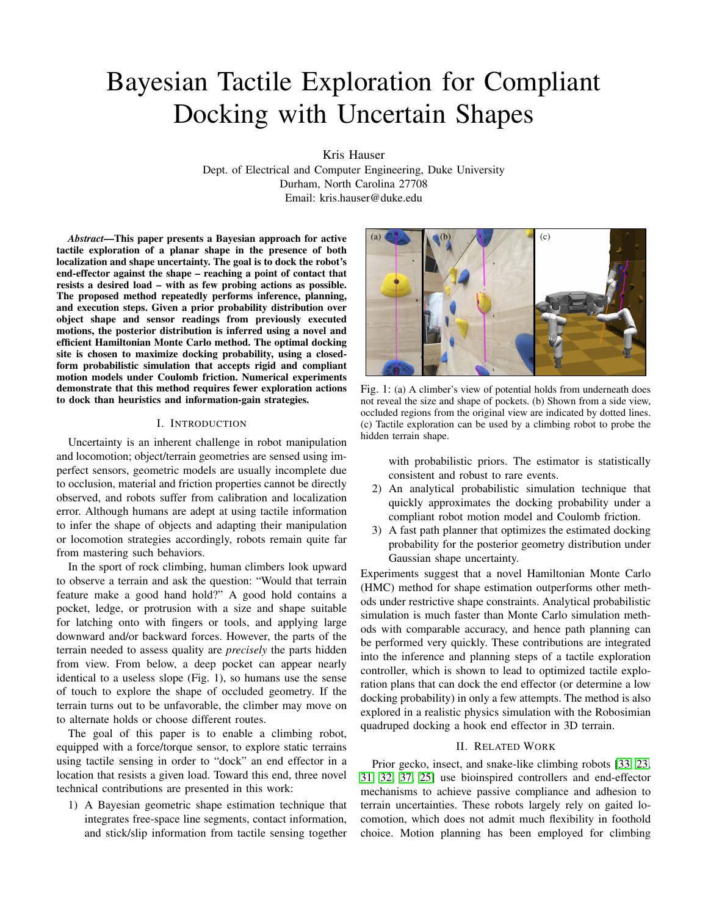# Bayesian Tactile Exploration for Compliant Docking with Uncertain Shapes

Kris Hauser
Dept. of Electrical and Computer Engineering, Duke University
Durham, North Carolina 27708
Email: kris.hauser@duke.edu

***Abstract*—This paper presents a Bayesian approach for active tactile exploration of a planar shape in the presence of both localization and shape uncertainty. The goal is to dock the robot's end-effector against the shape – reaching a point of contact that resists a desired load – with as few probing actions as possible. The proposed method repeatedly performs inference, planning, and execution steps. Given a prior probability distribution over object shape and sensor readings from previously executed motions, the posterior distribution is inferred using a novel and efficient Hamiltonian Monte Carlo method. The optimal docking site is chosen to maximize docking probability, using a closed-form probabilistic simulation that accepts rigid and compliant motion models under Coulomb friction. Numerical experiments demonstrate that this method requires fewer exploration actions to dock than heuristics and information-gain strategies.**

## I. Introduction

Uncertainty is an inherent challenge in robot manipulation and locomotion; object/terrain geometries are sensed using imperfect sensors, geometric models are usually incomplete due to occlusion, material and friction properties cannot be directly observed, and robots suffer from calibration and localization error. Although humans are adept at using tactile information to infer the shape of objects and adapting their manipulation or locomotion strategies accordingly, robots remain quite far from mastering such behaviors.

In the sport of rock climbing, human climbers look upward to observe a terrain and ask the question: "Would that terrain feature make a good hand hold?" A good hold contains a pocket, ledge, or protrusion with a size and shape suitable for latching onto with fingers or tools, and applying large downward and/or backward forces. However, the parts of the terrain needed to assess quality are *precisely* the parts hidden from view. From below, a deep pocket can appear nearly identical to a useless slope (Fig. 1), so humans use the sense of touch to explore the shape of occluded geometry. If the terrain turns out to be unfavorable, the climber may move on to alternate holds or choose different routes.

The goal of this paper is to enable a climbing robot, equipped with a force/torque sensor, to explore static terrains using tactile sensing in order to "dock" an end effector in a location that resists a given load. Toward this end, three novel technical contributions are presented in this work:

1) A Bayesian geometric shape estimation technique that integrates free-space line segments, contact information, and stick/slip information from tactile sensing together with probabilistic priors. The estimator is statistically consistent and robust to rare events.
2) An analytical probabilistic simulation technique that quickly approximates the docking probability under a compliant robot motion model and Coulomb friction.
3) A fast path planner that optimizes the estimated docking probability for the posterior geometry distribution under Gaussian shape uncertainty.

Fig. 1: (a) A climber's view of potential holds from underneath does not reveal the size and shape of pockets. (b) Shown from a side view, occluded regions from the original view are indicated by dotted lines. (c) Tactile exploration can be used by a climbing robot to probe the hidden terrain shape.

Experiments suggest that a novel Hamiltonian Monte Carlo (HMC) method for shape estimation outperforms other methods under restrictive shape constraints. Analytical probabilistic simulation is much faster than Monte Carlo simulation methods with comparable accuracy, and hence path planning can be performed very quickly. These contributions are integrated into the inference and planning steps of a tactile exploration controller, which is shown to lead to optimized tactile exploration plans that can dock the end effector (or determine a low docking probability) in only a few attempts. The method is also explored in a realistic physics simulation with the Robosimian quadruped docking a hook end effector in 3D terrain.

## II. Related Work

Prior gecko, insect, and snake-like climbing robots [33, 23, 31, 32, 37, 25] use bioinspired controllers and end-effector mechanisms to achieve passive compliance and adhesion to terrain uncertainties. These robots largely rely on gaited locomotion, which does not admit much flexibility in foothold choice. Motion planning has been employed for climbing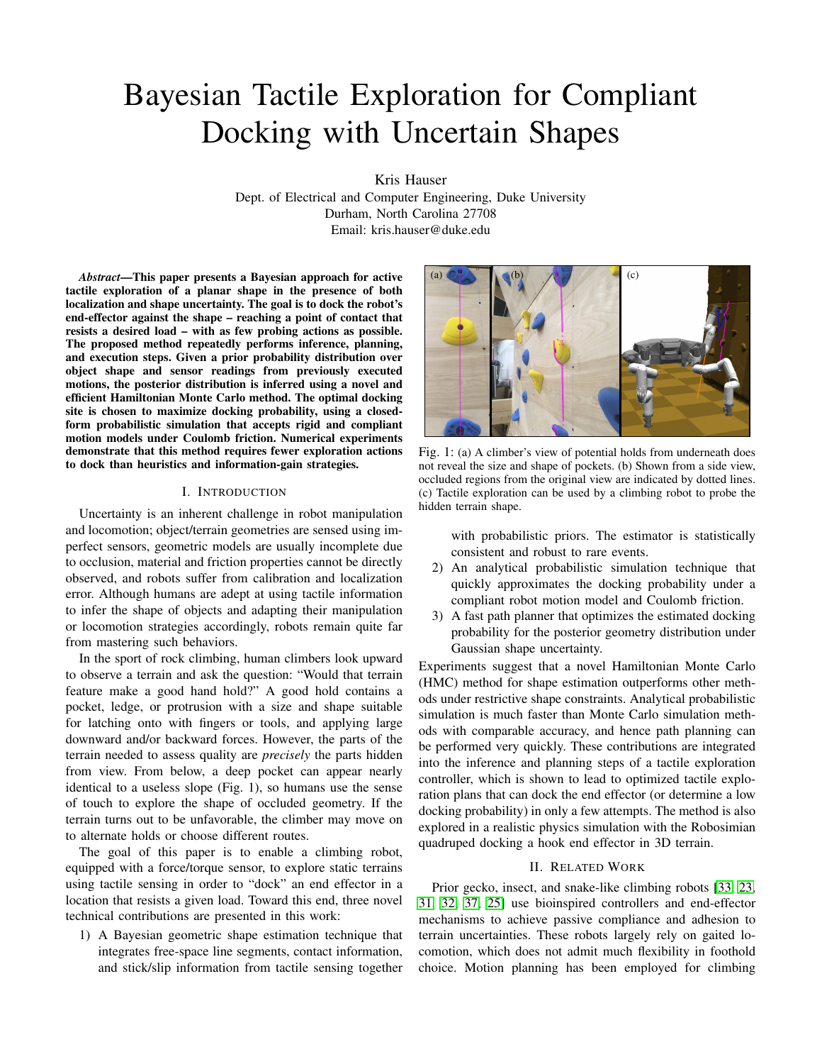# Bayesian Tactile Exploration for Compliant Docking with Uncertain Shapes

Kris Hauser
Dept. of Electrical and Computer Engineering, Duke University
Durham, North Carolina 27708
Email: kris.hauser@duke.edu

***Abstract*—This paper presents a Bayesian approach for active tactile exploration of a planar shape in the presence of both localization and shape uncertainty. The goal is to dock the robot's end-effector against the shape – reaching a point of contact that resists a desired load – with as few probing actions as possible. The proposed method repeatedly performs inference, planning, and execution steps. Given a prior probability distribution over object shape and sensor readings from previously executed motions, the posterior distribution is inferred using a novel and efficient Hamiltonian Monte Carlo method. The optimal docking site is chosen to maximize docking probability, using a closed-form probabilistic simulation that accepts rigid and compliant motion models under Coulomb friction. Numerical experiments demonstrate that this method requires fewer exploration actions to dock than heuristics and information-gain strategies.**

## I. Introduction

Uncertainty is an inherent challenge in robot manipulation and locomotion; object/terrain geometries are sensed using imperfect sensors, geometric models are usually incomplete due to occlusion, material and friction properties cannot be directly observed, and robots suffer from calibration and localization error. Although humans are adept at using tactile information to infer the shape of objects and adapting their manipulation or locomotion strategies accordingly, robots remain quite far from mastering such behaviors.

In the sport of rock climbing, human climbers look upward to observe a terrain and ask the question: "Would that terrain feature make a good hand hold?" A good hold contains a pocket, ledge, or protrusion with a size and shape suitable for latching onto with fingers or tools, and applying large downward and/or backward forces. However, the parts of the terrain needed to assess quality are *precisely* the parts hidden from view. From below, a deep pocket can appear nearly identical to a useless slope (Fig. 1), so humans use the sense of touch to explore the shape of occluded geometry. If the terrain turns out to be unfavorable, the climber may move on to alternate holds or choose different routes.

The goal of this paper is to enable a climbing robot, equipped with a force/torque sensor, to explore static terrains using tactile sensing in order to "dock" an end effector in a location that resists a given load. Toward this end, three novel technical contributions are presented in this work:

1) A Bayesian geometric shape estimation technique that integrates free-space line segments, contact information, and stick/slip information from tactile sensing together with probabilistic priors. The estimator is statistically consistent and robust to rare events.
2) An analytical probabilistic simulation technique that quickly approximates the docking probability under a compliant robot motion model and Coulomb friction.
3) A fast path planner that optimizes the estimated docking probability for the posterior geometry distribution under Gaussian shape uncertainty.

Fig. 1: (a) A climber's view of potential holds from underneath does not reveal the size and shape of pockets. (b) Shown from a side view, occluded regions from the original view are indicated by dotted lines. (c) Tactile exploration can be used by a climbing robot to probe the hidden terrain shape.

Experiments suggest that a novel Hamiltonian Monte Carlo (HMC) method for shape estimation outperforms other methods under restrictive shape constraints. Analytical probabilistic simulation is much faster than Monte Carlo simulation methods with comparable accuracy, and hence path planning can be performed very quickly. These contributions are integrated into the inference and planning steps of a tactile exploration controller, which is shown to lead to optimized tactile exploration plans that can dock the end effector (or determine a low docking probability) in only a few attempts. The method is also explored in a realistic physics simulation with the Robosimian quadruped docking a hook end effector in 3D terrain.

## II. Related Work

Prior gecko, insect, and snake-like climbing robots [33, 23, 31, 32, 37, 25] use bioinspired controllers and end-effector mechanisms to achieve passive compliance and adhesion to terrain uncertainties. These robots largely rely on gaited locomotion, which does not admit much flexibility in foothold choice. Motion planning has been employed for climbing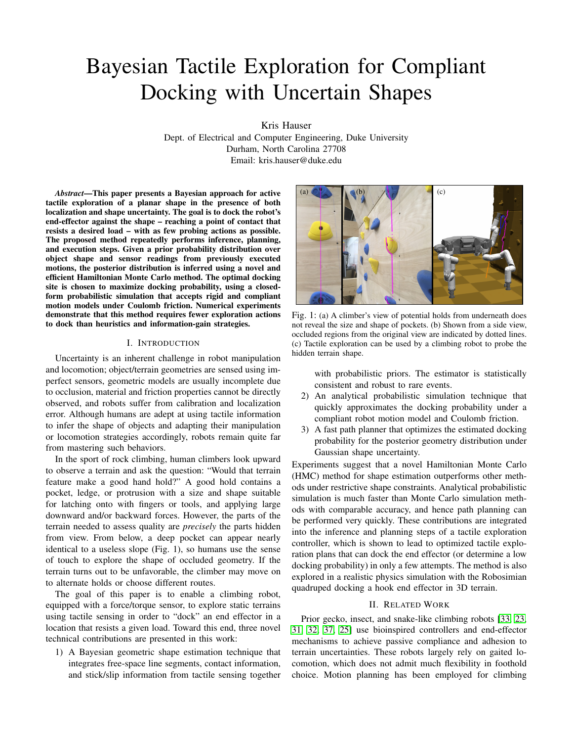# Bayesian Tactile Exploration for Compliant Docking with Uncertain Shapes

Kris Hauser
Dept. of Electrical and Computer Engineering, Duke University
Durham, North Carolina 27708
Email: kris.hauser@duke.edu

***Abstract*—This paper presents a Bayesian approach for active tactile exploration of a planar shape in the presence of both localization and shape uncertainty. The goal is to dock the robot's end-effector against the shape – reaching a point of contact that resists a desired load – with as few probing actions as possible. The proposed method repeatedly performs inference, planning, and execution steps. Given a prior probability distribution over object shape and sensor readings from previously executed motions, the posterior distribution is inferred using a novel and efficient Hamiltonian Monte Carlo method. The optimal docking site is chosen to maximize docking probability, using a closed-form probabilistic simulation that accepts rigid and compliant motion models under Coulomb friction. Numerical experiments demonstrate that this method requires fewer exploration actions to dock than heuristics and information-gain strategies.**

## I. Introduction

Uncertainty is an inherent challenge in robot manipulation and locomotion; object/terrain geometries are sensed using imperfect sensors, geometric models are usually incomplete due to occlusion, material and friction properties cannot be directly observed, and robots suffer from calibration and localization error. Although humans are adept at using tactile information to infer the shape of objects and adapting their manipulation or locomotion strategies accordingly, robots remain quite far from mastering such behaviors.

In the sport of rock climbing, human climbers look upward to observe a terrain and ask the question: "Would that terrain feature make a good hand hold?" A good hold contains a pocket, ledge, or protrusion with a size and shape suitable for latching onto with fingers or tools, and applying large downward and/or backward forces. However, the parts of the terrain needed to assess quality are *precisely* the parts hidden from view. From below, a deep pocket can appear nearly identical to a useless slope (Fig. 1), so humans use the sense of touch to explore the shape of occluded geometry. If the terrain turns out to be unfavorable, the climber may move on to alternate holds or choose different routes.

The goal of this paper is to enable a climbing robot, equipped with a force/torque sensor, to explore static terrains using tactile sensing in order to "dock" an end effector in a location that resists a given load. Toward this end, three novel technical contributions are presented in this work:

1) A Bayesian geometric shape estimation technique that integrates free-space line segments, contact information, and stick/slip information from tactile sensing together with probabilistic priors. The estimator is statistically consistent and robust to rare events.
2) An analytical probabilistic simulation technique that quickly approximates the docking probability under a compliant robot motion model and Coulomb friction.
3) A fast path planner that optimizes the estimated docking probability for the posterior geometry distribution under Gaussian shape uncertainty.

Fig. 1: (a) A climber's view of potential holds from underneath does not reveal the size and shape of pockets. (b) Shown from a side view, occluded regions from the original view are indicated by dotted lines. (c) Tactile exploration can be used by a climbing robot to probe the hidden terrain shape.

Experiments suggest that a novel Hamiltonian Monte Carlo (HMC) method for shape estimation outperforms other methods under restrictive shape constraints. Analytical probabilistic simulation is much faster than Monte Carlo simulation methods with comparable accuracy, and hence path planning can be performed very quickly. These contributions are integrated into the inference and planning steps of a tactile exploration controller, which is shown to lead to optimized tactile exploration plans that can dock the end effector (or determine a low docking probability) in only a few attempts. The method is also explored in a realistic physics simulation with the Robosimian quadruped docking a hook end effector in 3D terrain.

## II. Related Work

Prior gecko, insect, and snake-like climbing robots [33, 23, 31, 32, 37, 25] use bioinspired controllers and end-effector mechanisms to achieve passive compliance and adhesion to terrain uncertainties. These robots largely rely on gaited locomotion, which does not admit much flexibility in foothold choice. Motion planning has been employed for climbing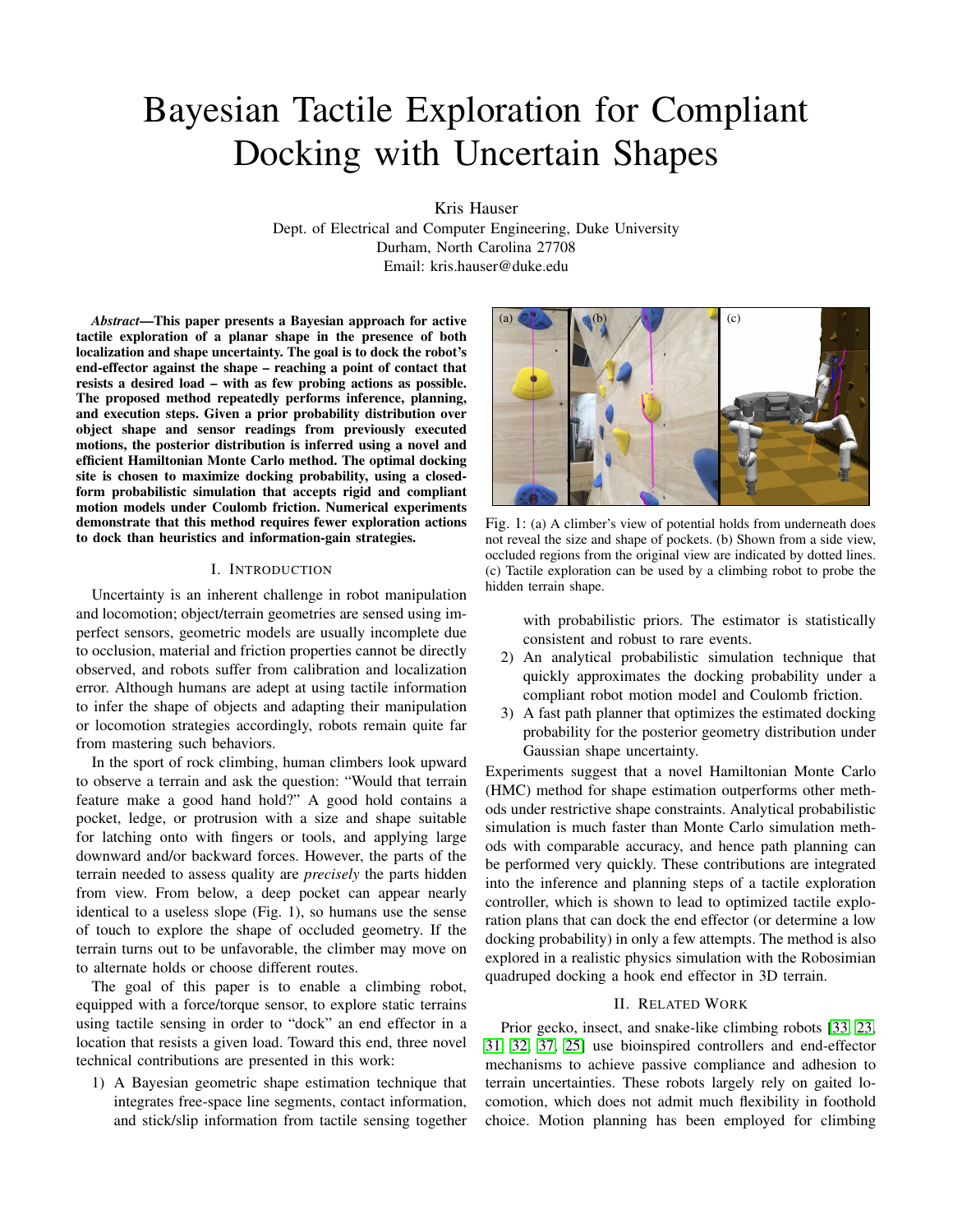# Bayesian Tactile Exploration for Compliant Docking with Uncertain Shapes

Kris Hauser
Dept. of Electrical and Computer Engineering, Duke University
Durham, North Carolina 27708
Email: kris.hauser@duke.edu

***Abstract*—This paper presents a Bayesian approach for active tactile exploration of a planar shape in the presence of both localization and shape uncertainty. The goal is to dock the robot's end-effector against the shape – reaching a point of contact that resists a desired load – with as few probing actions as possible. The proposed method repeatedly performs inference, planning, and execution steps. Given a prior probability distribution over object shape and sensor readings from previously executed motions, the posterior distribution is inferred using a novel and efficient Hamiltonian Monte Carlo method. The optimal docking site is chosen to maximize docking probability, using a closed-form probabilistic simulation that accepts rigid and compliant motion models under Coulomb friction. Numerical experiments demonstrate that this method requires fewer exploration actions to dock than heuristics and information-gain strategies.**

## I. Introduction

Uncertainty is an inherent challenge in robot manipulation and locomotion; object/terrain geometries are sensed using imperfect sensors, geometric models are usually incomplete due to occlusion, material and friction properties cannot be directly observed, and robots suffer from calibration and localization error. Although humans are adept at using tactile information to infer the shape of objects and adapting their manipulation or locomotion strategies accordingly, robots remain quite far from mastering such behaviors.

In the sport of rock climbing, human climbers look upward to observe a terrain and ask the question: "Would that terrain feature make a good hand hold?" A good hold contains a pocket, ledge, or protrusion with a size and shape suitable for latching onto with fingers or tools, and applying large downward and/or backward forces. However, the parts of the terrain needed to assess quality are *precisely* the parts hidden from view. From below, a deep pocket can appear nearly identical to a useless slope (Fig. 1), so humans use the sense of touch to explore the shape of occluded geometry. If the terrain turns out to be unfavorable, the climber may move on to alternate holds or choose different routes.

The goal of this paper is to enable a climbing robot, equipped with a force/torque sensor, to explore static terrains using tactile sensing in order to "dock" an end effector in a location that resists a given load. Toward this end, three novel technical contributions are presented in this work:

1) A Bayesian geometric shape estimation technique that integrates free-space line segments, contact information, and stick/slip information from tactile sensing together with probabilistic priors. The estimator is statistically consistent and robust to rare events.
2) An analytical probabilistic simulation technique that quickly approximates the docking probability under a compliant robot motion model and Coulomb friction.
3) A fast path planner that optimizes the estimated docking probability for the posterior geometry distribution under Gaussian shape uncertainty.

Fig. 1: (a) A climber's view of potential holds from underneath does not reveal the size and shape of pockets. (b) Shown from a side view, occluded regions from the original view are indicated by dotted lines. (c) Tactile exploration can be used by a climbing robot to probe the hidden terrain shape.

Experiments suggest that a novel Hamiltonian Monte Carlo (HMC) method for shape estimation outperforms other methods under restrictive shape constraints. Analytical probabilistic simulation is much faster than Monte Carlo simulation methods with comparable accuracy, and hence path planning can be performed very quickly. These contributions are integrated into the inference and planning steps of a tactile exploration controller, which is shown to lead to optimized tactile exploration plans that can dock the end effector (or determine a low docking probability) in only a few attempts. The method is also explored in a realistic physics simulation with the Robosimian quadruped docking a hook end effector in 3D terrain.

## II. Related Work

Prior gecko, insect, and snake-like climbing robots [33, 23, 31, 32, 37, 25] use bioinspired controllers and end-effector mechanisms to achieve passive compliance and adhesion to terrain uncertainties. These robots largely rely on gaited locomotion, which does not admit much flexibility in foothold choice. Motion planning has been employed for climbing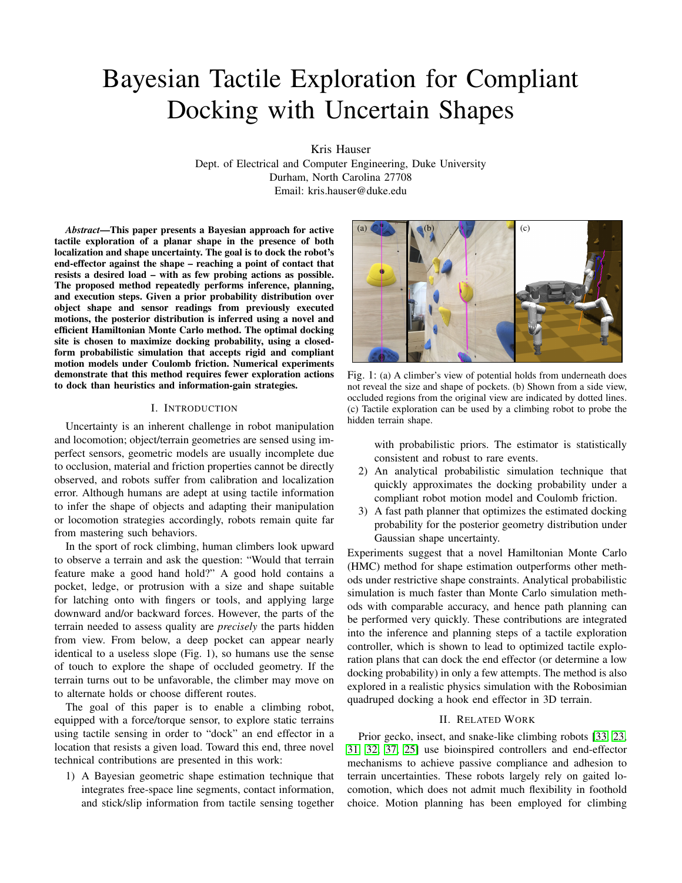# Bayesian Tactile Exploration for Compliant Docking with Uncertain Shapes

Kris Hauser
Dept. of Electrical and Computer Engineering, Duke University
Durham, North Carolina 27708
Email: kris.hauser@duke.edu

***Abstract*—This paper presents a Bayesian approach for active tactile exploration of a planar shape in the presence of both localization and shape uncertainty. The goal is to dock the robot's end-effector against the shape – reaching a point of contact that resists a desired load – with as few probing actions as possible. The proposed method repeatedly performs inference, planning, and execution steps. Given a prior probability distribution over object shape and sensor readings from previously executed motions, the posterior distribution is inferred using a novel and efficient Hamiltonian Monte Carlo method. The optimal docking site is chosen to maximize docking probability, using a closed-form probabilistic simulation that accepts rigid and compliant motion models under Coulomb friction. Numerical experiments demonstrate that this method requires fewer exploration actions to dock than heuristics and information-gain strategies.**

Fig. 1: (a) A climber's view of potential holds from underneath does not reveal the size and shape of pockets. (b) Shown from a side view, occluded regions from the original view are indicated by dotted lines. (c) Tactile exploration can be used by a climbing robot to probe the hidden terrain shape.

## I. Introduction

Uncertainty is an inherent challenge in robot manipulation and locomotion; object/terrain geometries are sensed using imperfect sensors, geometric models are usually incomplete due to occlusion, material and friction properties cannot be directly observed, and robots suffer from calibration and localization error. Although humans are adept at using tactile information to infer the shape of objects and adapting their manipulation or locomotion strategies accordingly, robots remain quite far from mastering such behaviors.

In the sport of rock climbing, human climbers look upward to observe a terrain and ask the question: "Would that terrain feature make a good hand hold?" A good hold contains a pocket, ledge, or protrusion with a size and shape suitable for latching onto with fingers or tools, and applying large downward and/or backward forces. However, the parts of the terrain needed to assess quality are *precisely* the parts hidden from view. From below, a deep pocket can appear nearly identical to a useless slope (Fig. 1), so humans use the sense of touch to explore the shape of occluded geometry. If the terrain turns out to be unfavorable, the climber may move on to alternate holds or choose different routes.

The goal of this paper is to enable a climbing robot, equipped with a force/torque sensor, to explore static terrains using tactile sensing in order to "dock" an end effector in a location that resists a given load. Toward this end, three novel technical contributions are presented in this work:

1) A Bayesian geometric shape estimation technique that integrates free-space line segments, contact information, and stick/slip information from tactile sensing together with probabilistic priors. The estimator is statistically consistent and robust to rare events.
2) An analytical probabilistic simulation technique that quickly approximates the docking probability under a compliant robot motion model and Coulomb friction.
3) A fast path planner that optimizes the estimated docking probability for the posterior geometry distribution under Gaussian shape uncertainty.

Experiments suggest that a novel Hamiltonian Monte Carlo (HMC) method for shape estimation outperforms other methods under restrictive shape constraints. Analytical probabilistic simulation is much faster than Monte Carlo simulation methods with comparable accuracy, and hence path planning can be performed very quickly. These contributions are integrated into the inference and planning steps of a tactile exploration controller, which is shown to lead to optimized tactile exploration plans that can dock the end effector (or determine a low docking probability) in only a few attempts. The method is also explored in a realistic physics simulation with the Robosimian quadruped docking a hook end effector in 3D terrain.

## II. Related Work

Prior gecko, insect, and snake-like climbing robots [33, 23, 31, 32, 37, 25] use bioinspired controllers and end-effector mechanisms to achieve passive compliance and adhesion to terrain uncertainties. These robots largely rely on gaited locomotion, which does not admit much flexibility in foothold choice. Motion planning has been employed for climbing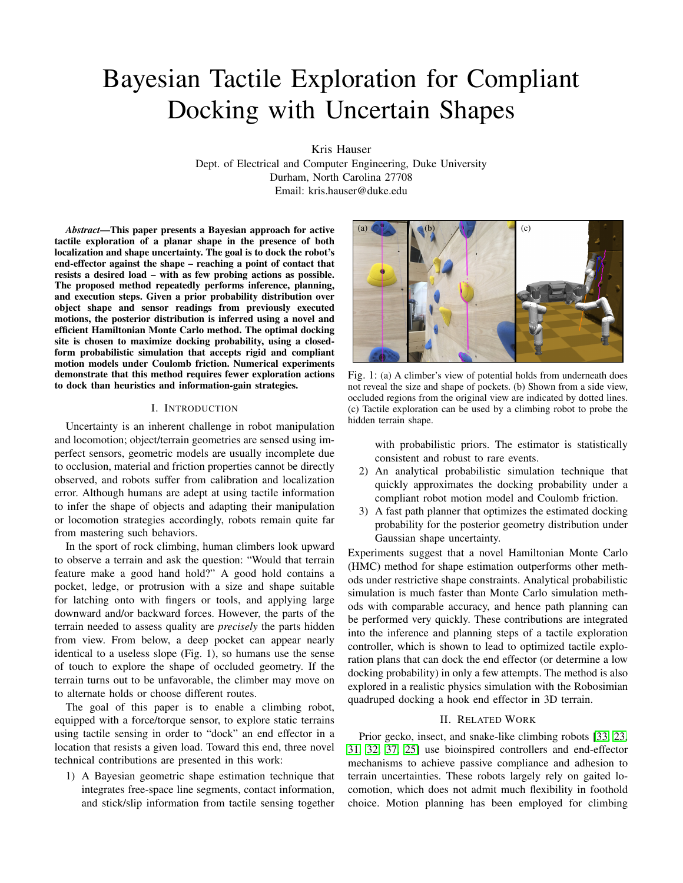# Bayesian Tactile Exploration for Compliant Docking with Uncertain Shapes

Kris Hauser
Dept. of Electrical and Computer Engineering, Duke University
Durham, North Carolina 27708
Email: kris.hauser@duke.edu

***Abstract*—This paper presents a Bayesian approach for active tactile exploration of a planar shape in the presence of both localization and shape uncertainty. The goal is to dock the robot's end-effector against the shape – reaching a point of contact that resists a desired load – with as few probing actions as possible. The proposed method repeatedly performs inference, planning, and execution steps. Given a prior probability distribution over object shape and sensor readings from previously executed motions, the posterior distribution is inferred using a novel and efficient Hamiltonian Monte Carlo method. The optimal docking site is chosen to maximize docking probability, using a closed-form probabilistic simulation that accepts rigid and compliant motion models under Coulomb friction. Numerical experiments demonstrate that this method requires fewer exploration actions to dock than heuristics and information-gain strategies.**

## I. Introduction

Uncertainty is an inherent challenge in robot manipulation and locomotion; object/terrain geometries are sensed using imperfect sensors, geometric models are usually incomplete due to occlusion, material and friction properties cannot be directly observed, and robots suffer from calibration and localization error. Although humans are adept at using tactile information to infer the shape of objects and adapting their manipulation or locomotion strategies accordingly, robots remain quite far from mastering such behaviors.

In the sport of rock climbing, human climbers look upward to observe a terrain and ask the question: "Would that terrain feature make a good hand hold?" A good hold contains a pocket, ledge, or protrusion with a size and shape suitable for latching onto with fingers or tools, and applying large downward and/or backward forces. However, the parts of the terrain needed to assess quality are *precisely* the parts hidden from view. From below, a deep pocket can appear nearly identical to a useless slope (Fig. 1), so humans use the sense of touch to explore the shape of occluded geometry. If the terrain turns out to be unfavorable, the climber may move on to alternate holds or choose different routes.

The goal of this paper is to enable a climbing robot, equipped with a force/torque sensor, to explore static terrains using tactile sensing in order to "dock" an end effector in a location that resists a given load. Toward this end, three novel technical contributions are presented in this work:

1) A Bayesian geometric shape estimation technique that integrates free-space line segments, contact information, and stick/slip information from tactile sensing together with probabilistic priors. The estimator is statistically consistent and robust to rare events.
2) An analytical probabilistic simulation technique that quickly approximates the docking probability under a compliant robot motion model and Coulomb friction.
3) A fast path planner that optimizes the estimated docking probability for the posterior geometry distribution under Gaussian shape uncertainty.

Fig. 1: (a) A climber's view of potential holds from underneath does not reveal the size and shape of pockets. (b) Shown from a side view, occluded regions from the original view are indicated by dotted lines. (c) Tactile exploration can be used by a climbing robot to probe the hidden terrain shape.

Experiments suggest that a novel Hamiltonian Monte Carlo (HMC) method for shape estimation outperforms other methods under restrictive shape constraints. Analytical probabilistic simulation is much faster than Monte Carlo simulation methods with comparable accuracy, and hence path planning can be performed very quickly. These contributions are integrated into the inference and planning steps of a tactile exploration controller, which is shown to lead to optimized tactile exploration plans that can dock the end effector (or determine a low docking probability) in only a few attempts. The method is also explored in a realistic physics simulation with the Robosimian quadruped docking a hook end effector in 3D terrain.

## II. Related Work

Prior gecko, insect, and snake-like climbing robots [33, 23, 31, 32, 37, 25] use bioinspired controllers and end-effector mechanisms to achieve passive compliance and adhesion to terrain uncertainties. These robots largely rely on gaited locomotion, which does not admit much flexibility in foothold choice. Motion planning has been employed for climbing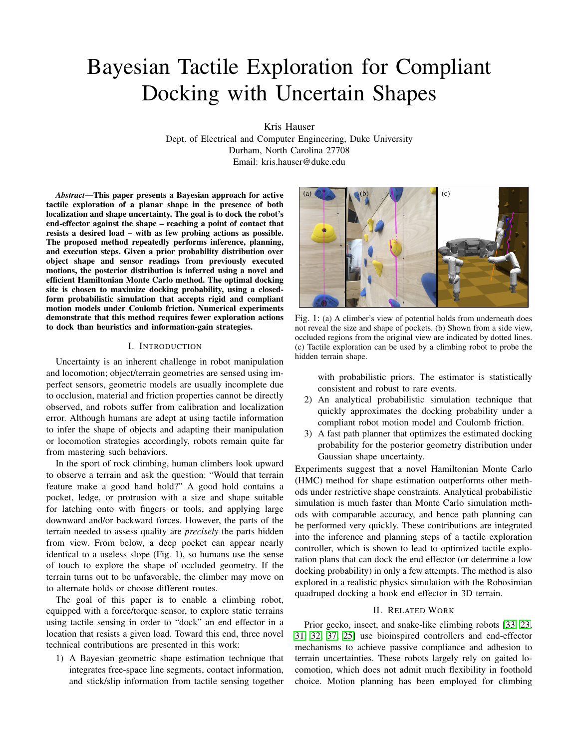# Bayesian Tactile Exploration for Compliant Docking with Uncertain Shapes

Kris Hauser
Dept. of Electrical and Computer Engineering, Duke University
Durham, North Carolina 27708
Email: kris.hauser@duke.edu

***Abstract*—This paper presents a Bayesian approach for active tactile exploration of a planar shape in the presence of both localization and shape uncertainty. The goal is to dock the robot's end-effector against the shape – reaching a point of contact that resists a desired load – with as few probing actions as possible. The proposed method repeatedly performs inference, planning, and execution steps. Given a prior probability distribution over object shape and sensor readings from previously executed motions, the posterior distribution is inferred using a novel and efficient Hamiltonian Monte Carlo method. The optimal docking site is chosen to maximize docking probability, using a closed-form probabilistic simulation that accepts rigid and compliant motion models under Coulomb friction. Numerical experiments demonstrate that this method requires fewer exploration actions to dock than heuristics and information-gain strategies.**

## I. Introduction

Uncertainty is an inherent challenge in robot manipulation and locomotion; object/terrain geometries are sensed using imperfect sensors, geometric models are usually incomplete due to occlusion, material and friction properties cannot be directly observed, and robots suffer from calibration and localization error. Although humans are adept at using tactile information to infer the shape of objects and adapting their manipulation or locomotion strategies accordingly, robots remain quite far from mastering such behaviors.

In the sport of rock climbing, human climbers look upward to observe a terrain and ask the question: "Would that terrain feature make a good hand hold?" A good hold contains a pocket, ledge, or protrusion with a size and shape suitable for latching onto with fingers or tools, and applying large downward and/or backward forces. However, the parts of the terrain needed to assess quality are *precisely* the parts hidden from view. From below, a deep pocket can appear nearly identical to a useless slope (Fig. 1), so humans use the sense of touch to explore the shape of occluded geometry. If the terrain turns out to be unfavorable, the climber may move on to alternate holds or choose different routes.

The goal of this paper is to enable a climbing robot, equipped with a force/torque sensor, to explore static terrains using tactile sensing in order to "dock" an end effector in a location that resists a given load. Toward this end, three novel technical contributions are presented in this work:

1) A Bayesian geometric shape estimation technique that integrates free-space line segments, contact information, and stick/slip information from tactile sensing together with probabilistic priors. The estimator is statistically consistent and robust to rare events.
2) An analytical probabilistic simulation technique that quickly approximates the docking probability under a compliant robot motion model and Coulomb friction.
3) A fast path planner that optimizes the estimated docking probability for the posterior geometry distribution under Gaussian shape uncertainty.

Fig. 1: (a) A climber's view of potential holds from underneath does not reveal the size and shape of pockets. (b) Shown from a side view, occluded regions from the original view are indicated by dotted lines. (c) Tactile exploration can be used by a climbing robot to probe the hidden terrain shape.

Experiments suggest that a novel Hamiltonian Monte Carlo (HMC) method for shape estimation outperforms other methods under restrictive shape constraints. Analytical probabilistic simulation is much faster than Monte Carlo simulation methods with comparable accuracy, and hence path planning can be performed very quickly. These contributions are integrated into the inference and planning steps of a tactile exploration controller, which is shown to lead to optimized tactile exploration plans that can dock the end effector (or determine a low docking probability) in only a few attempts. The method is also explored in a realistic physics simulation with the Robosimian quadruped docking a hook end effector in 3D terrain.

## II. Related Work

Prior gecko, insect, and snake-like climbing robots [33, 23, 31, 32, 37, 25] use bioinspired controllers and end-effector mechanisms to achieve passive compliance and adhesion to terrain uncertainties. These robots largely rely on gaited locomotion, which does not admit much flexibility in foothold choice. Motion planning has been employed for climbing